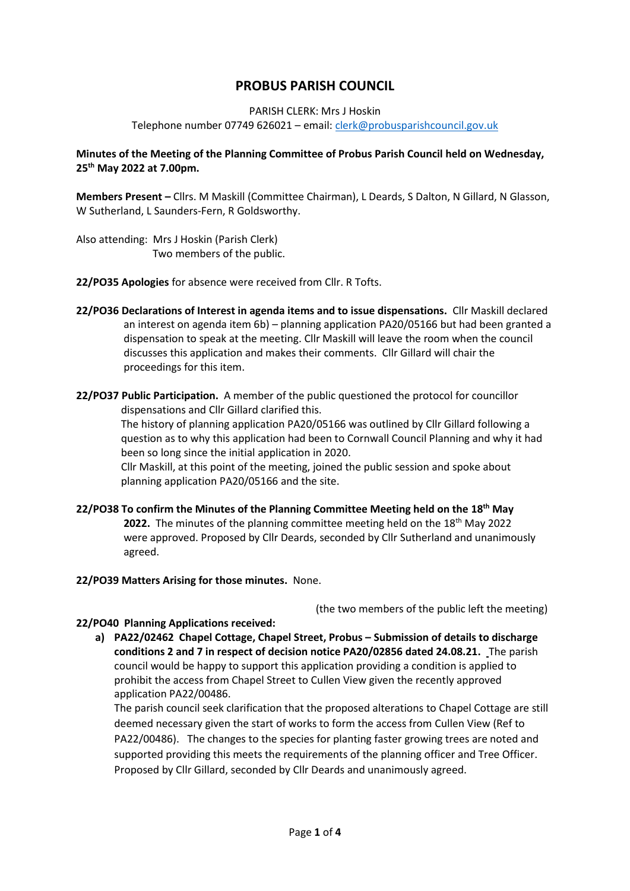# PROBUS PARISH COUNCIL

PARISH CLERK: Mrs J Hoskin
Telephone number 07749 626021 – email: clerk@probusparishcouncil.gov.uk

**Minutes of the Meeting of the Planning Committee of Probus Parish Council held on Wednesday, 25th May 2022 at 7.00pm.**

**Members Present –** Cllrs. M Maskill (Committee Chairman), L Deards, S Dalton, N Gillard, N Glasson, W Sutherland, L Saunders-Fern, R Goldsworthy.

Also attending: Mrs J Hoskin (Parish Clerk)
Two members of the public.

**22/PO35 Apologies** for absence were received from Cllr. R Tofts.

**22/PO36 Declarations of Interest in agenda items and to issue dispensations.** Cllr Maskill declared an interest on agenda item 6b) – planning application PA20/05166 but had been granted a dispensation to speak at the meeting. Cllr Maskill will leave the room when the council discusses this application and makes their comments. Cllr Gillard will chair the proceedings for this item.

**22/PO37 Public Participation.** A member of the public questioned the protocol for councillor dispensations and Cllr Gillard clarified this.
The history of planning application PA20/05166 was outlined by Cllr Gillard following a question as to why this application had been to Cornwall Council Planning and why it had been so long since the initial application in 2020.
Cllr Maskill, at this point of the meeting, joined the public session and spoke about planning application PA20/05166 and the site.

**22/PO38 To confirm the Minutes of the Planning Committee Meeting held on the 18th May 2022.** The minutes of the planning committee meeting held on the 18th May 2022 were approved. Proposed by Cllr Deards, seconded by Cllr Sutherland and unanimously agreed.

**22/PO39 Matters Arising for those minutes.** None.

(the two members of the public left the meeting)

**22/PO40 Planning Applications received:**

a) **PA22/02462 Chapel Cottage, Chapel Street, Probus – Submission of details to discharge conditions 2 and 7 in respect of decision notice PA20/02856 dated 24.08.21.** The parish council would be happy to support this application providing a condition is applied to prohibit the access from Chapel Street to Cullen View given the recently approved application PA22/00486.
The parish council seek clarification that the proposed alterations to Chapel Cottage are still deemed necessary given the start of works to form the access from Cullen View (Ref to PA22/00486). The changes to the species for planting faster growing trees are noted and supported providing this meets the requirements of the planning officer and Tree Officer. Proposed by Cllr Gillard, seconded by Cllr Deards and unanimously agreed.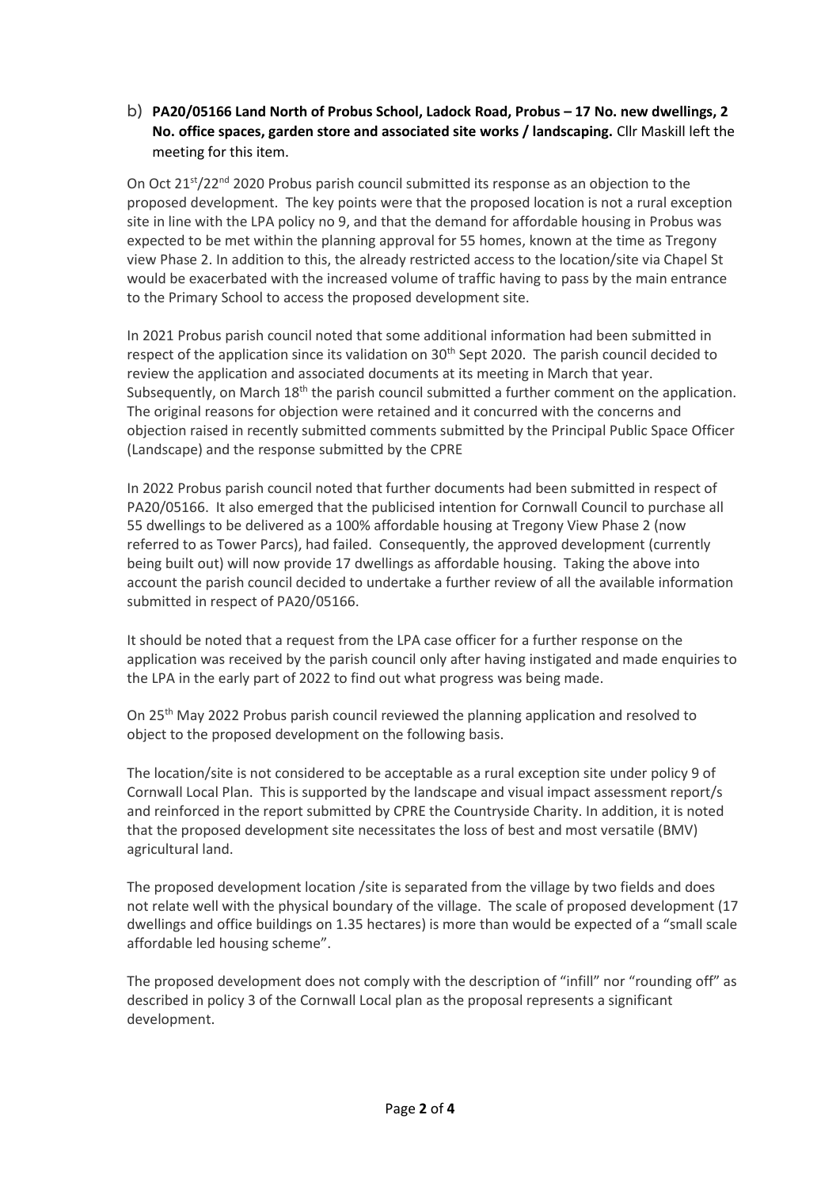b) **PA20/05166 Land North of Probus School, Ladock Road, Probus – 17 No. new dwellings, 2 No. office spaces, garden store and associated site works / landscaping.** Cllr Maskill left the meeting for this item.

On Oct 21st/22nd 2020 Probus parish council submitted its response as an objection to the proposed development. The key points were that the proposed location is not a rural exception site in line with the LPA policy no 9, and that the demand for affordable housing in Probus was expected to be met within the planning approval for 55 homes, known at the time as Tregony view Phase 2. In addition to this, the already restricted access to the location/site via Chapel St would be exacerbated with the increased volume of traffic having to pass by the main entrance to the Primary School to access the proposed development site.

In 2021 Probus parish council noted that some additional information had been submitted in respect of the application since its validation on 30th Sept 2020. The parish council decided to review the application and associated documents at its meeting in March that year. Subsequently, on March 18th the parish council submitted a further comment on the application. The original reasons for objection were retained and it concurred with the concerns and objection raised in recently submitted comments submitted by the Principal Public Space Officer (Landscape) and the response submitted by the CPRE

In 2022 Probus parish council noted that further documents had been submitted in respect of PA20/05166. It also emerged that the publicised intention for Cornwall Council to purchase all 55 dwellings to be delivered as a 100% affordable housing at Tregony View Phase 2 (now referred to as Tower Parcs), had failed. Consequently, the approved development (currently being built out) will now provide 17 dwellings as affordable housing. Taking the above into account the parish council decided to undertake a further review of all the available information submitted in respect of PA20/05166.

It should be noted that a request from the LPA case officer for a further response on the application was received by the parish council only after having instigated and made enquiries to the LPA in the early part of 2022 to find out what progress was being made.

On 25th May 2022 Probus parish council reviewed the planning application and resolved to object to the proposed development on the following basis.

The location/site is not considered to be acceptable as a rural exception site under policy 9 of Cornwall Local Plan. This is supported by the landscape and visual impact assessment report/s and reinforced in the report submitted by CPRE the Countryside Charity. In addition, it is noted that the proposed development site necessitates the loss of best and most versatile (BMV) agricultural land.

The proposed development location /site is separated from the village by two fields and does not relate well with the physical boundary of the village. The scale of proposed development (17 dwellings and office buildings on 1.35 hectares) is more than would be expected of a "small scale affordable led housing scheme".

The proposed development does not comply with the description of "infill" nor "rounding off" as described in policy 3 of the Cornwall Local plan as the proposal represents a significant development.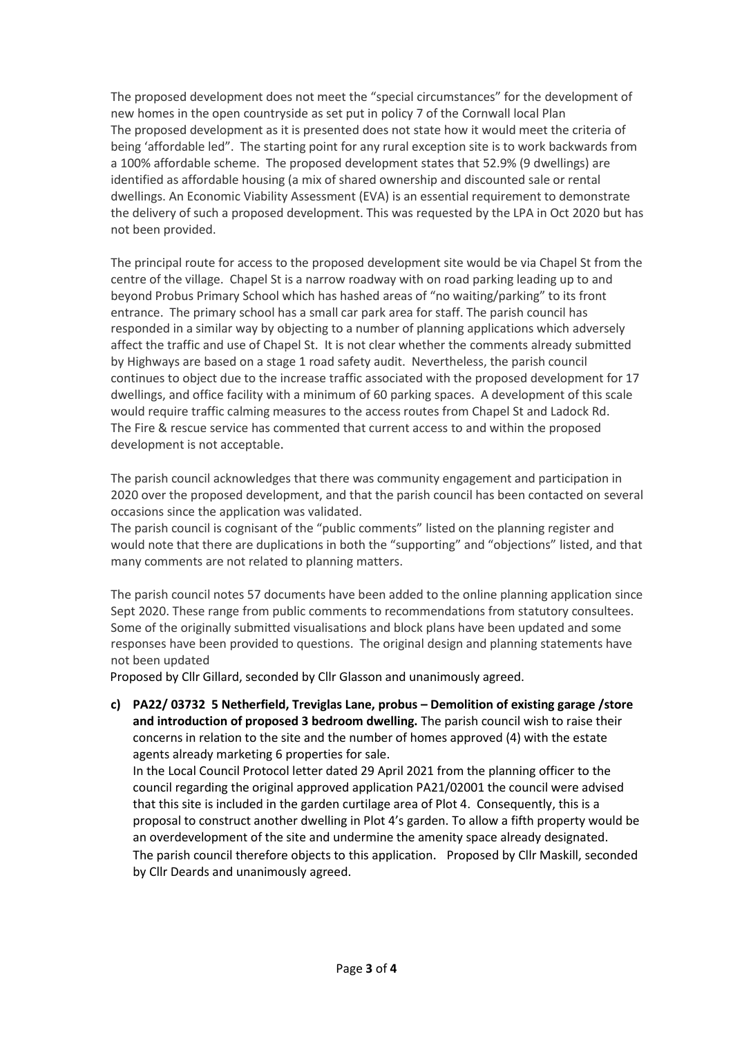The proposed development does not meet the "special circumstances" for the development of new homes in the open countryside as set put in policy 7 of the Cornwall local Plan
The proposed development as it is presented does not state how it would meet the criteria of being 'affordable led". The starting point for any rural exception site is to work backwards from a 100% affordable scheme. The proposed development states that 52.9% (9 dwellings) are identified as affordable housing (a mix of shared ownership and discounted sale or rental dwellings. An Economic Viability Assessment (EVA) is an essential requirement to demonstrate the delivery of such a proposed development. This was requested by the LPA in Oct 2020 but has not been provided.

The principal route for access to the proposed development site would be via Chapel St from the centre of the village. Chapel St is a narrow roadway with on road parking leading up to and beyond Probus Primary School which has hashed areas of "no waiting/parking" to its front entrance. The primary school has a small car park area for staff. The parish council has responded in a similar way by objecting to a number of planning applications which adversely affect the traffic and use of Chapel St. It is not clear whether the comments already submitted by Highways are based on a stage 1 road safety audit. Nevertheless, the parish council continues to object due to the increase traffic associated with the proposed development for 17 dwellings, and office facility with a minimum of 60 parking spaces. A development of this scale would require traffic calming measures to the access routes from Chapel St and Ladock Rd.
The Fire & rescue service has commented that current access to and within the proposed development is not acceptable.

The parish council acknowledges that there was community engagement and participation in 2020 over the proposed development, and that the parish council has been contacted on several occasions since the application was validated.
The parish council is cognisant of the "public comments" listed on the planning register and would note that there are duplications in both the "supporting" and "objections" listed, and that many comments are not related to planning matters.

The parish council notes 57 documents have been added to the online planning application since Sept 2020. These range from public comments to recommendations from statutory consultees. Some of the originally submitted visualisations and block plans have been updated and some responses have been provided to questions. The original design and planning statements have not been updated
Proposed by Cllr Gillard, seconded by Cllr Glasson and unanimously agreed.

c) **PA22/ 03732 5 Netherfield, Treviglas Lane, probus – Demolition of existing garage /store and introduction of proposed 3 bedroom dwelling.** The parish council wish to raise their concerns in relation to the site and the number of homes approved (4) with the estate agents already marketing 6 properties for sale.
In the Local Council Protocol letter dated 29 April 2021 from the planning officer to the council regarding the original approved application PA21/02001 the council were advised that this site is included in the garden curtilage area of Plot 4. Consequently, this is a proposal to construct another dwelling in Plot 4's garden. To allow a fifth property would be an overdevelopment of the site and undermine the amenity space already designated.
The parish council therefore objects to this application. Proposed by Cllr Maskill, seconded by Cllr Deards and unanimously agreed.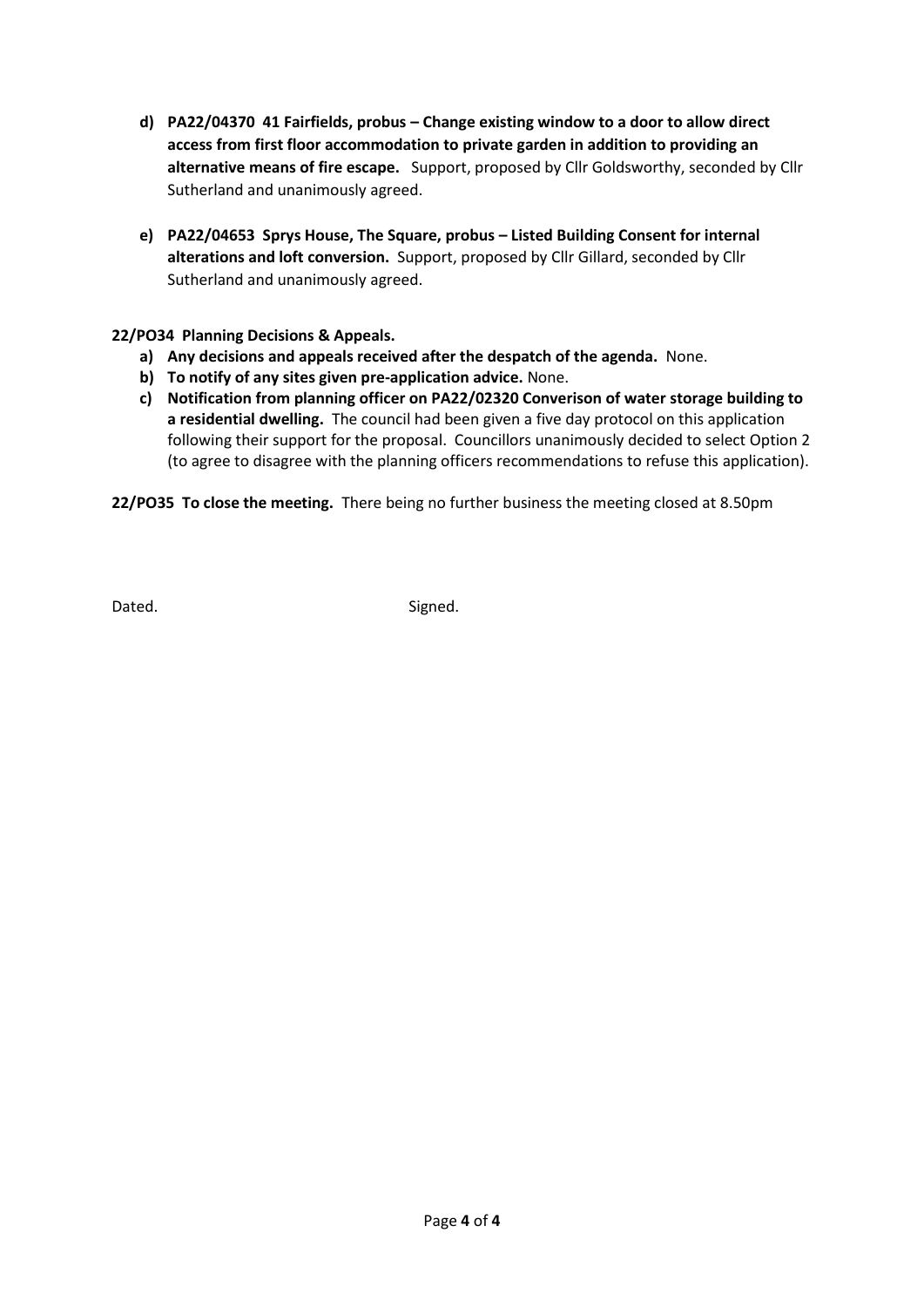d) **PA22/04370 41 Fairfields, probus – Change existing window to a door to allow direct access from first floor accommodation to private garden in addition to providing an alternative means of fire escape.** Support, proposed by Cllr Goldsworthy, seconded by Cllr Sutherland and unanimously agreed.

e) **PA22/04653 Sprys House, The Square, probus – Listed Building Consent for internal alterations and loft conversion.** Support, proposed by Cllr Gillard, seconded by Cllr Sutherland and unanimously agreed.

**22/PO34 Planning Decisions & Appeals.**

a) **Any decisions and appeals received after the despatch of the agenda.** None.
b) **To notify of any sites given pre-application advice.** None.
c) **Notification from planning officer on PA22/02320 Converison of water storage building to a residential dwelling.** The council had been given a five day protocol on this application following their support for the proposal. Councillors unanimously decided to select Option 2 (to agree to disagree with the planning officers recommendations to refuse this application).

**22/PO35 To close the meeting.** There being no further business the meeting closed at 8.50pm

Dated. Signed.